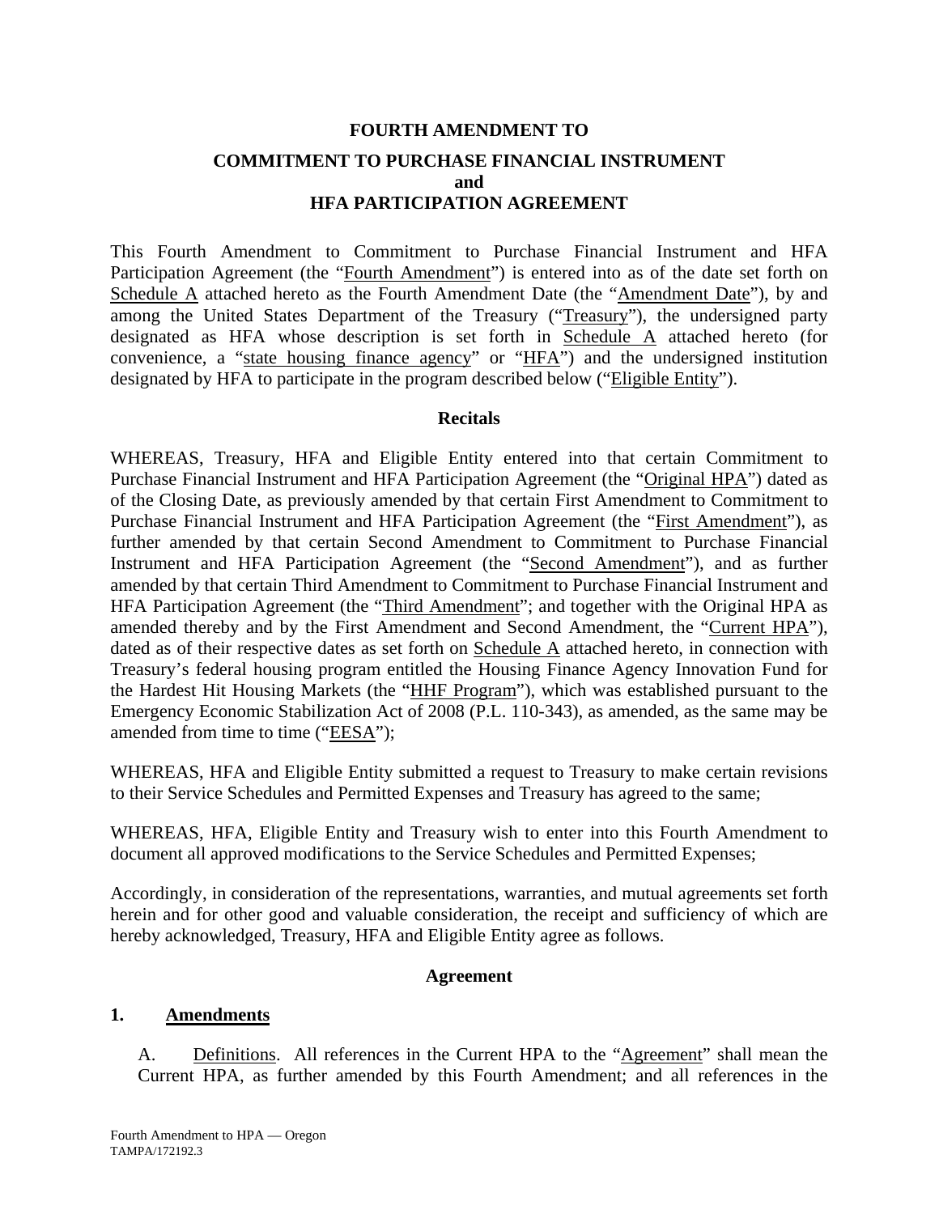# FOURTH AMENDMENT TO

## COMMITMENT TO PURCHASE FINANCIAL INSTRUMENT and HFA PARTICIPATION AGREEMENT

This Fourth Amendment to Commitment to Purchase Financial Instrument and HFA Participation Agreement (the "Fourth Amendment") is entered into as of the date set forth on Schedule A attached hereto as the Fourth Amendment Date (the "Amendment Date"), by and among the United States Department of the Treasury ("Treasury"), the undersigned party designated as HFA whose description is set forth in Schedule A attached hereto (for convenience, a "state housing finance agency" or "HFA") and the undersigned institution designated by HFA to participate in the program described below ("Eligible Entity").

### Recitals

WHEREAS, Treasury, HFA and Eligible Entity entered into that certain Commitment to Purchase Financial Instrument and HFA Participation Agreement (the "Original HPA") dated as of the Closing Date, as previously amended by that certain First Amendment to Commitment to Purchase Financial Instrument and HFA Participation Agreement (the "First Amendment"), as further amended by that certain Second Amendment to Commitment to Purchase Financial Instrument and HFA Participation Agreement (the "Second Amendment"), and as further amended by that certain Third Amendment to Commitment to Purchase Financial Instrument and HFA Participation Agreement (the "Third Amendment"; and together with the Original HPA as amended thereby and by the First Amendment and Second Amendment, the "Current HPA"), dated as of their respective dates as set forth on Schedule A attached hereto, in connection with Treasury's federal housing program entitled the Housing Finance Agency Innovation Fund for the Hardest Hit Housing Markets (the "HHF Program"), which was established pursuant to the Emergency Economic Stabilization Act of 2008 (P.L. 110-343), as amended, as the same may be amended from time to time ("EESA");

WHEREAS, HFA and Eligible Entity submitted a request to Treasury to make certain revisions to their Service Schedules and Permitted Expenses and Treasury has agreed to the same;

WHEREAS, HFA, Eligible Entity and Treasury wish to enter into this Fourth Amendment to document all approved modifications to the Service Schedules and Permitted Expenses;

Accordingly, in consideration of the representations, warranties, and mutual agreements set forth herein and for other good and valuable consideration, the receipt and sufficiency of which are hereby acknowledged, Treasury, HFA and Eligible Entity agree as follows.

### Agreement

**1. Amendments**

A. Definitions. All references in the Current HPA to the "Agreement" shall mean the Current HPA, as further amended by this Fourth Amendment; and all references in the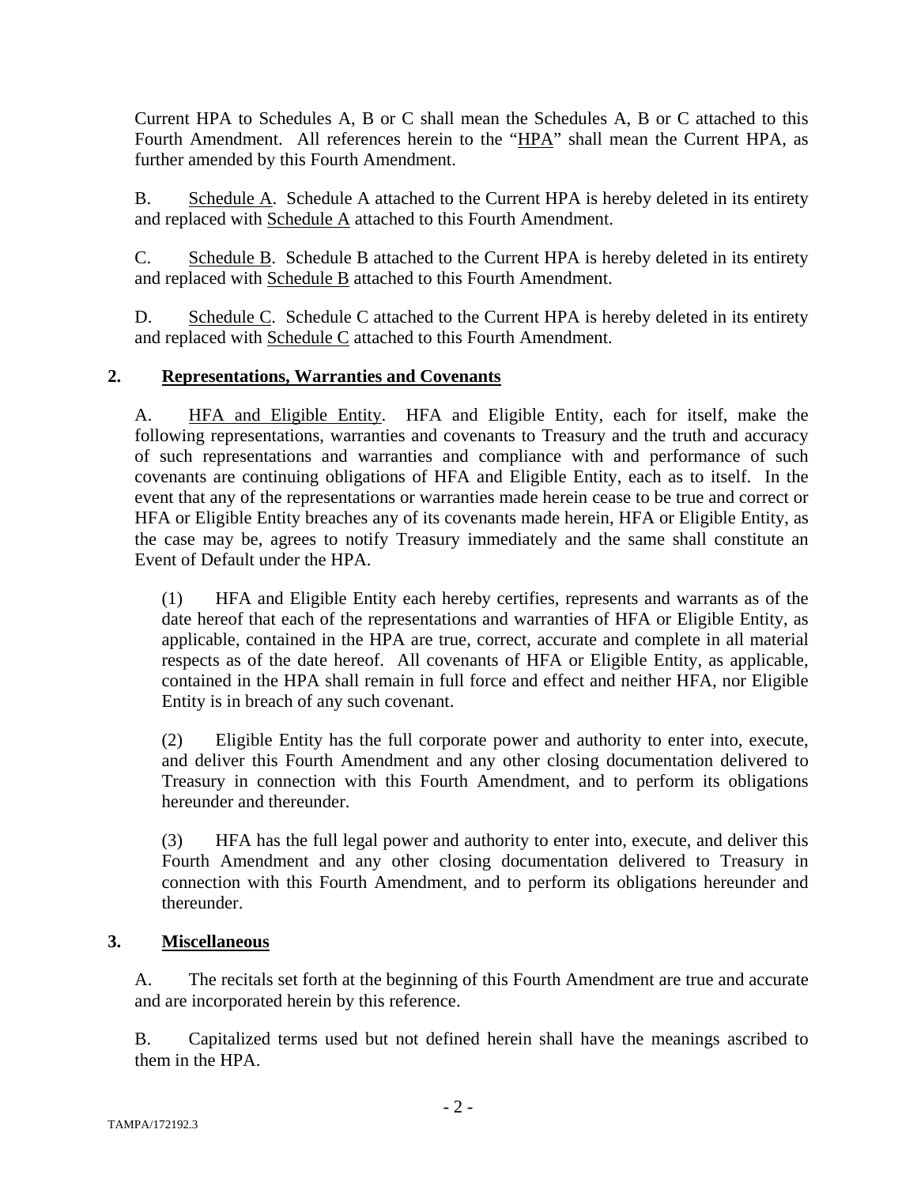Current HPA to Schedules A, B or C shall mean the Schedules A, B or C attached to this Fourth Amendment. All references herein to the "HPA" shall mean the Current HPA, as further amended by this Fourth Amendment.

B. Schedule A. Schedule A attached to the Current HPA is hereby deleted in its entirety and replaced with Schedule A attached to this Fourth Amendment.

C. Schedule B. Schedule B attached to the Current HPA is hereby deleted in its entirety and replaced with Schedule B attached to this Fourth Amendment.

D. Schedule C. Schedule C attached to the Current HPA is hereby deleted in its entirety and replaced with Schedule C attached to this Fourth Amendment.

## 2. Representations, Warranties and Covenants

A. HFA and Eligible Entity. HFA and Eligible Entity, each for itself, make the following representations, warranties and covenants to Treasury and the truth and accuracy of such representations and warranties and compliance with and performance of such covenants are continuing obligations of HFA and Eligible Entity, each as to itself. In the event that any of the representations or warranties made herein cease to be true and correct or HFA or Eligible Entity breaches any of its covenants made herein, HFA or Eligible Entity, as the case may be, agrees to notify Treasury immediately and the same shall constitute an Event of Default under the HPA.

(1) HFA and Eligible Entity each hereby certifies, represents and warrants as of the date hereof that each of the representations and warranties of HFA or Eligible Entity, as applicable, contained in the HPA are true, correct, accurate and complete in all material respects as of the date hereof. All covenants of HFA or Eligible Entity, as applicable, contained in the HPA shall remain in full force and effect and neither HFA, nor Eligible Entity is in breach of any such covenant.

(2) Eligible Entity has the full corporate power and authority to enter into, execute, and deliver this Fourth Amendment and any other closing documentation delivered to Treasury in connection with this Fourth Amendment, and to perform its obligations hereunder and thereunder.

(3) HFA has the full legal power and authority to enter into, execute, and deliver this Fourth Amendment and any other closing documentation delivered to Treasury in connection with this Fourth Amendment, and to perform its obligations hereunder and thereunder.

## 3. Miscellaneous

A. The recitals set forth at the beginning of this Fourth Amendment are true and accurate and are incorporated herein by this reference.

B. Capitalized terms used but not defined herein shall have the meanings ascribed to them in the HPA.

TAMPA/172192.3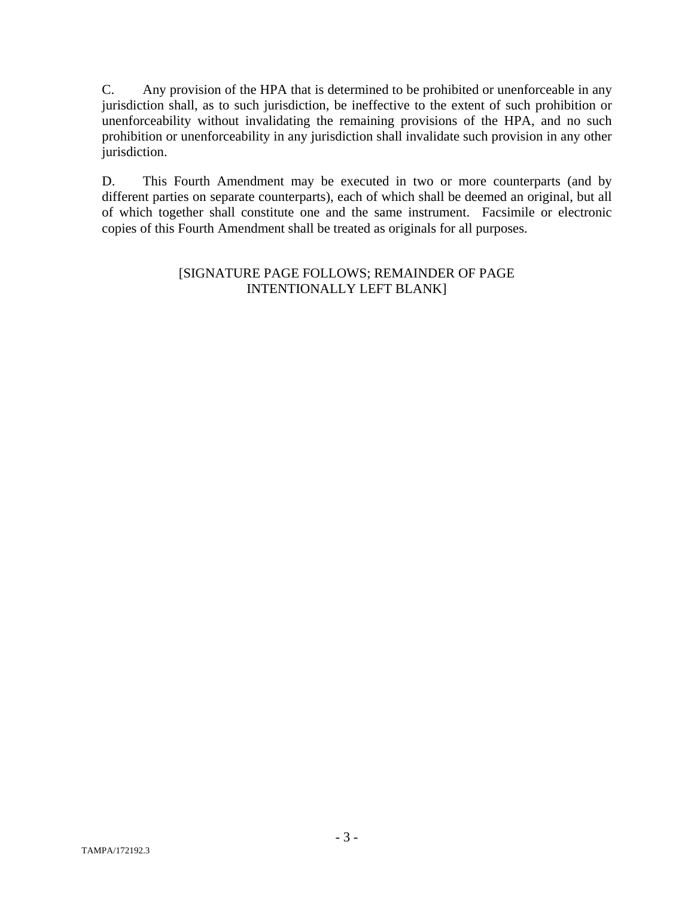C. Any provision of the HPA that is determined to be prohibited or unenforceable in any jurisdiction shall, as to such jurisdiction, be ineffective to the extent of such prohibition or unenforceability without invalidating the remaining provisions of the HPA, and no such prohibition or unenforceability in any jurisdiction shall invalidate such provision in any other jurisdiction.

D. This Fourth Amendment may be executed in two or more counterparts (and by different parties on separate counterparts), each of which shall be deemed an original, but all of which together shall constitute one and the same instrument. Facsimile or electronic copies of this Fourth Amendment shall be treated as originals for all purposes.

[SIGNATURE PAGE FOLLOWS; REMAINDER OF PAGE INTENTIONALLY LEFT BLANK]

TAMPA/172192.3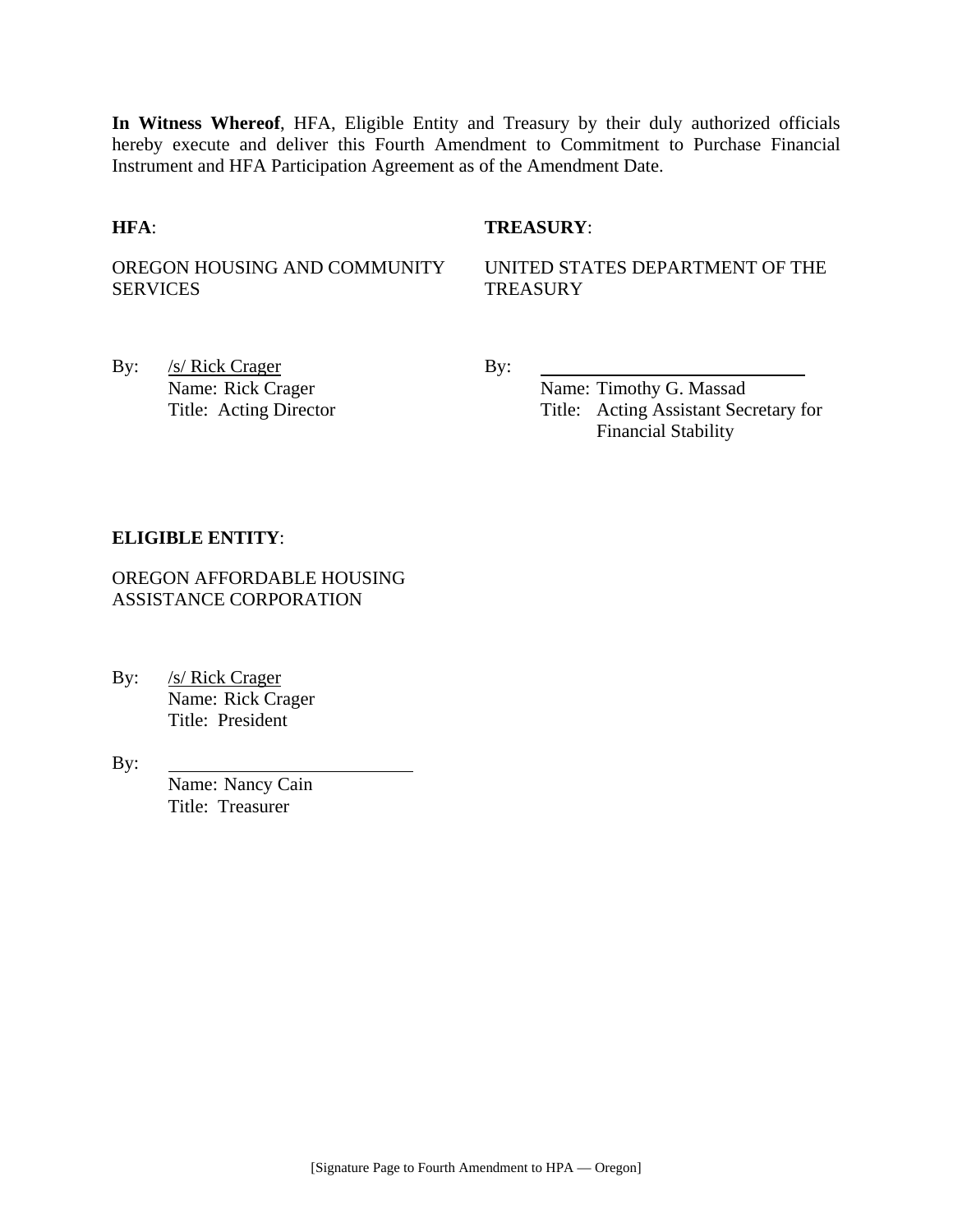**In Witness Whereof**, HFA, Eligible Entity and Treasury by their duly authorized officials hereby execute and deliver this Fourth Amendment to Commitment to Purchase Financial Instrument and HFA Participation Agreement as of the Amendment Date.

**HFA**:

OREGON HOUSING AND COMMUNITY SERVICES

By: /s/ Rick Crager
Name: Rick Crager
Title: Acting Director

**TREASURY**:

UNITED STATES DEPARTMENT OF THE TREASURY

By: ____________________________
Name: Timothy G. Massad
Title: Acting Assistant Secretary for Financial Stability

**ELIGIBLE ENTITY**:

OREGON AFFORDABLE HOUSING ASSISTANCE CORPORATION

By: /s/ Rick Crager
Name: Rick Crager
Title: President

By: ____________________________
Name: Nancy Cain
Title: Treasurer

[Signature Page to Fourth Amendment to HPA — Oregon]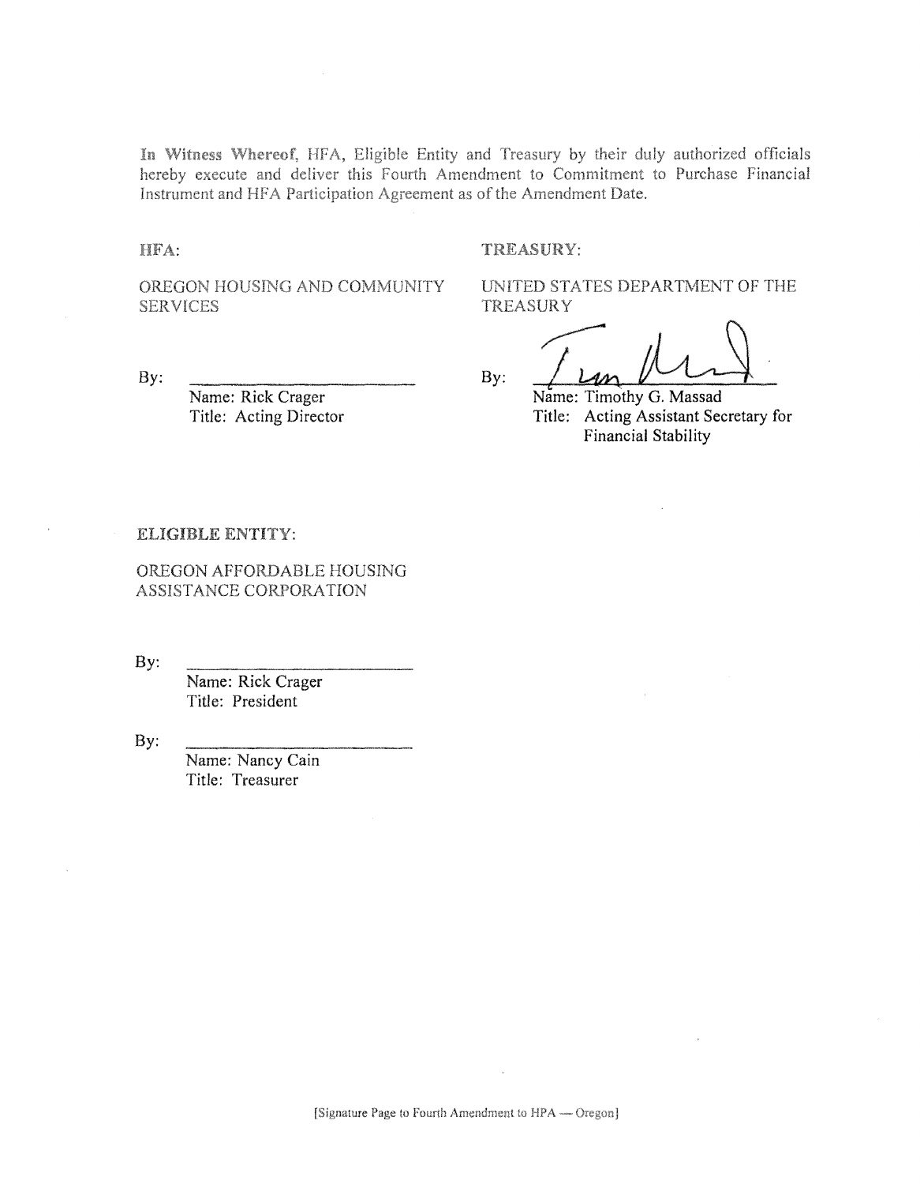**In Witness Whereof**, HFA, Eligible Entity and Treasury by their duly authorized officials hereby execute and deliver this Fourth Amendment to Commitment to Purchase Financial Instrument and HFA Participation Agreement as of the Amendment Date.

**HFA:**

OREGON HOUSING AND COMMUNITY SERVICES

By: ___________________________
Name: Rick Crager
Title: Acting Director

**TREASURY:**

UNITED STATES DEPARTMENT OF THE TREASURY

By: ___________________________
Name: Timothy G. Massad
Title: Acting Assistant Secretary for Financial Stability

**ELIGIBLE ENTITY:**

OREGON AFFORDABLE HOUSING ASSISTANCE CORPORATION

By: ___________________________
Name: Rick Crager
Title: President

By: ___________________________
Name: Nancy Cain
Title: Treasurer

[Signature Page to Fourth Amendment to HPA — Oregon]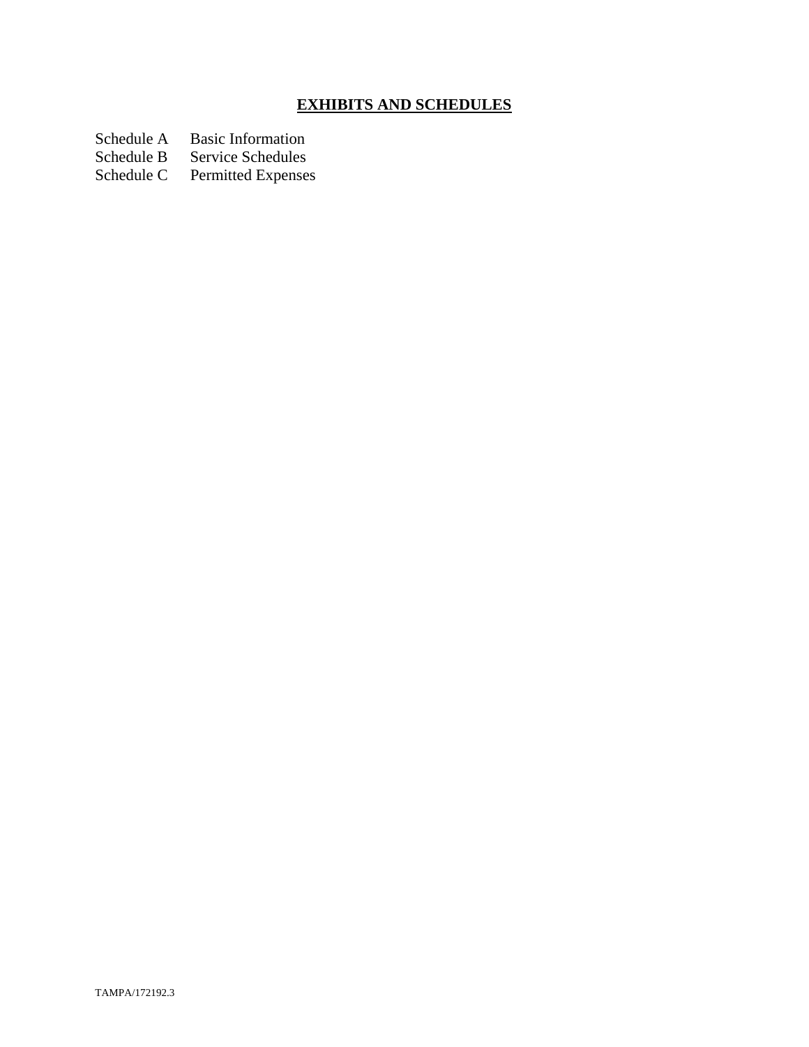## **EXHIBITS AND SCHEDULES**

| | |
|---|---|
| Schedule A | Basic Information |
| Schedule B | Service Schedules |
| Schedule C | Permitted Expenses |

TAMPA/172192.3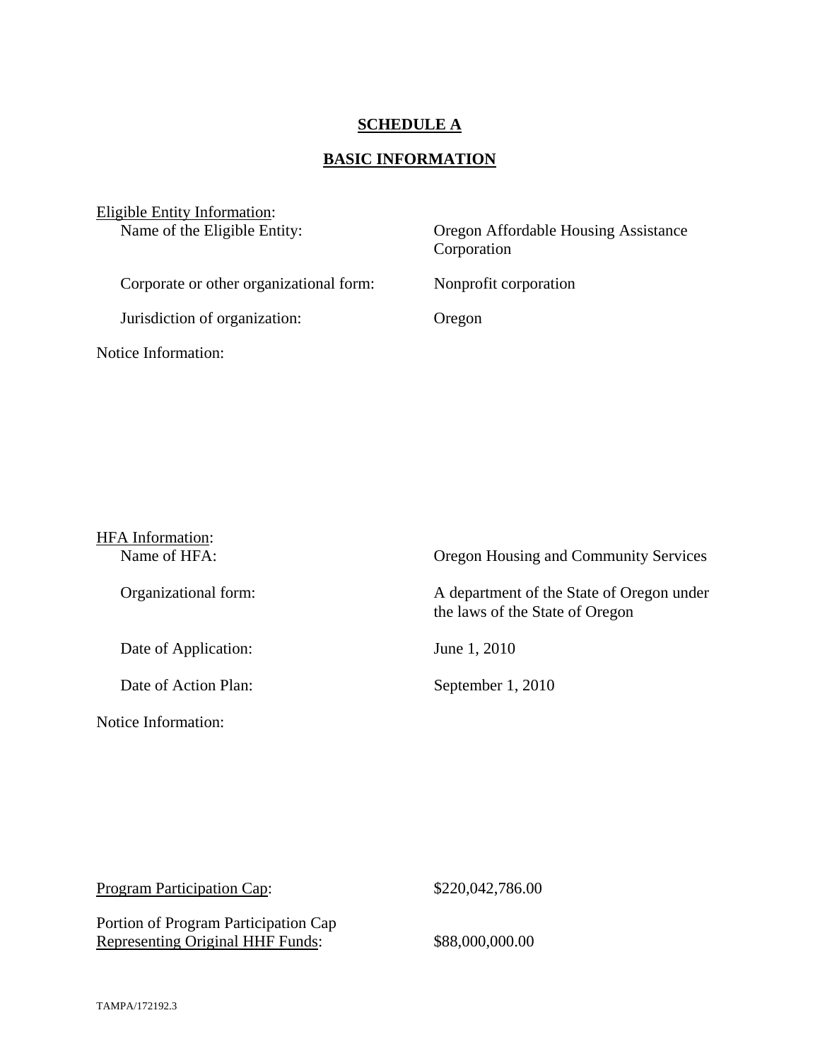# SCHEDULE A

## BASIC INFORMATION

Eligible Entity Information:

| | |
|---|---|
| Name of the Eligible Entity: | Oregon Affordable Housing Assistance Corporation |
| Corporate or other organizational form: | Nonprofit corporation |
| Jurisdiction of organization: | Oregon |

Notice Information:

HFA Information:

| | |
|---|---|
| Name of HFA: | Oregon Housing and Community Services |
| Organizational form: | A department of the State of Oregon under the laws of the State of Oregon |
| Date of Application: | June 1, 2010 |
| Date of Action Plan: | September 1, 2010 |

Notice Information:

| | |
|---|---|
| Program Participation Cap: | $220,042,786.00 |
| Portion of Program Participation Cap Representing Original HHF Funds: | $88,000,000.00 |

TAMPA/172192.3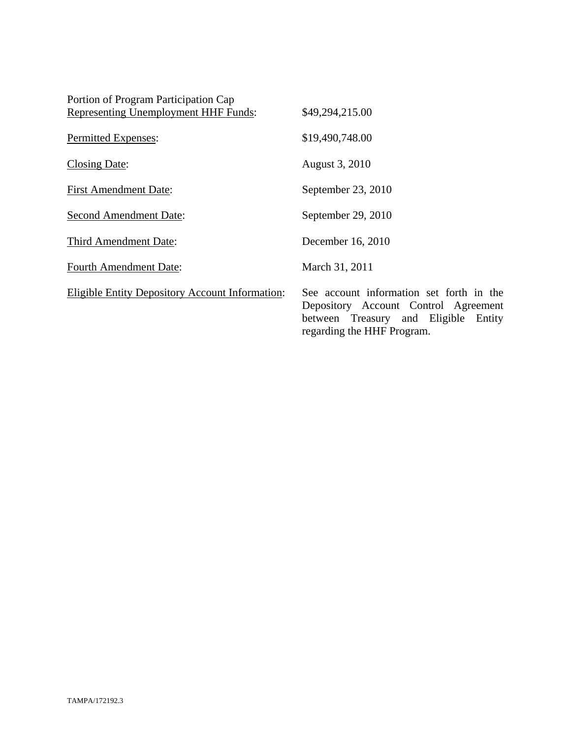| | |
|---|---|
| Portion of Program Participation Cap <u>Representing Unemployment HHF Funds</u>: | $49,294,215.00 |
| <u>Permitted Expenses</u>: | $19,490,748.00 |
| <u>Closing Date</u>: | August 3, 2010 |
| <u>First Amendment Date</u>: | September 23, 2010 |
| <u>Second Amendment Date</u>: | September 29, 2010 |
| <u>Third Amendment Date</u>: | December 16, 2010 |
| <u>Fourth Amendment Date</u>: | March 31, 2011 |
| <u>Eligible Entity Depository Account Information</u>: | See account information set forth in the Depository Account Control Agreement between Treasury and Eligible Entity regarding the HHF Program. |

TAMPA/172192.3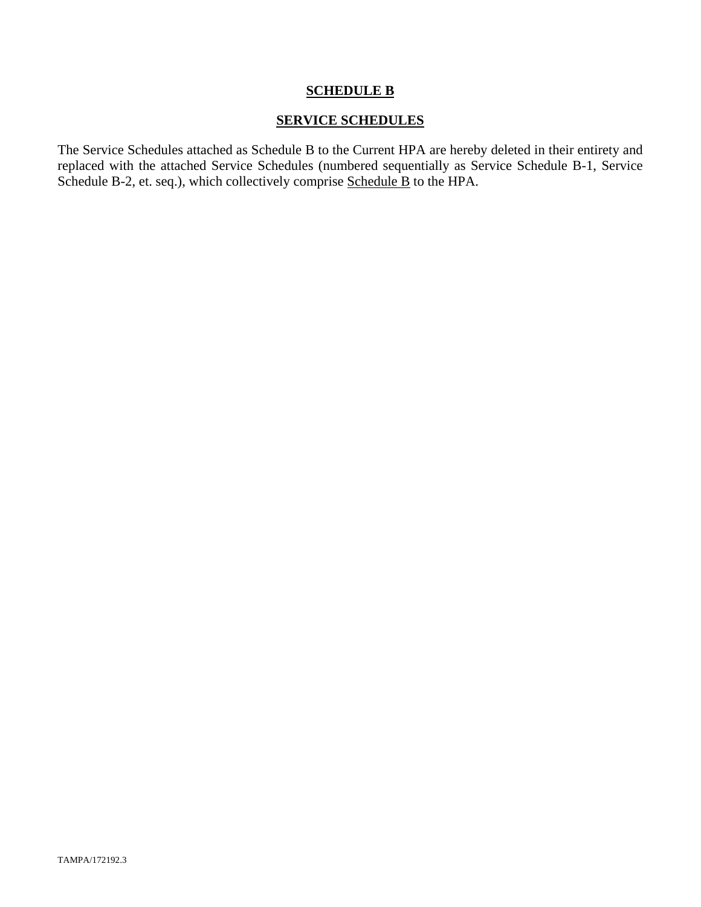# **SCHEDULE B**

## **SERVICE SCHEDULES**

The Service Schedules attached as Schedule B to the Current HPA are hereby deleted in their entirety and replaced with the attached Service Schedules (numbered sequentially as Service Schedule B-1, Service Schedule B-2, et. seq.), which collectively comprise Schedule B to the HPA.

TAMPA/172192.3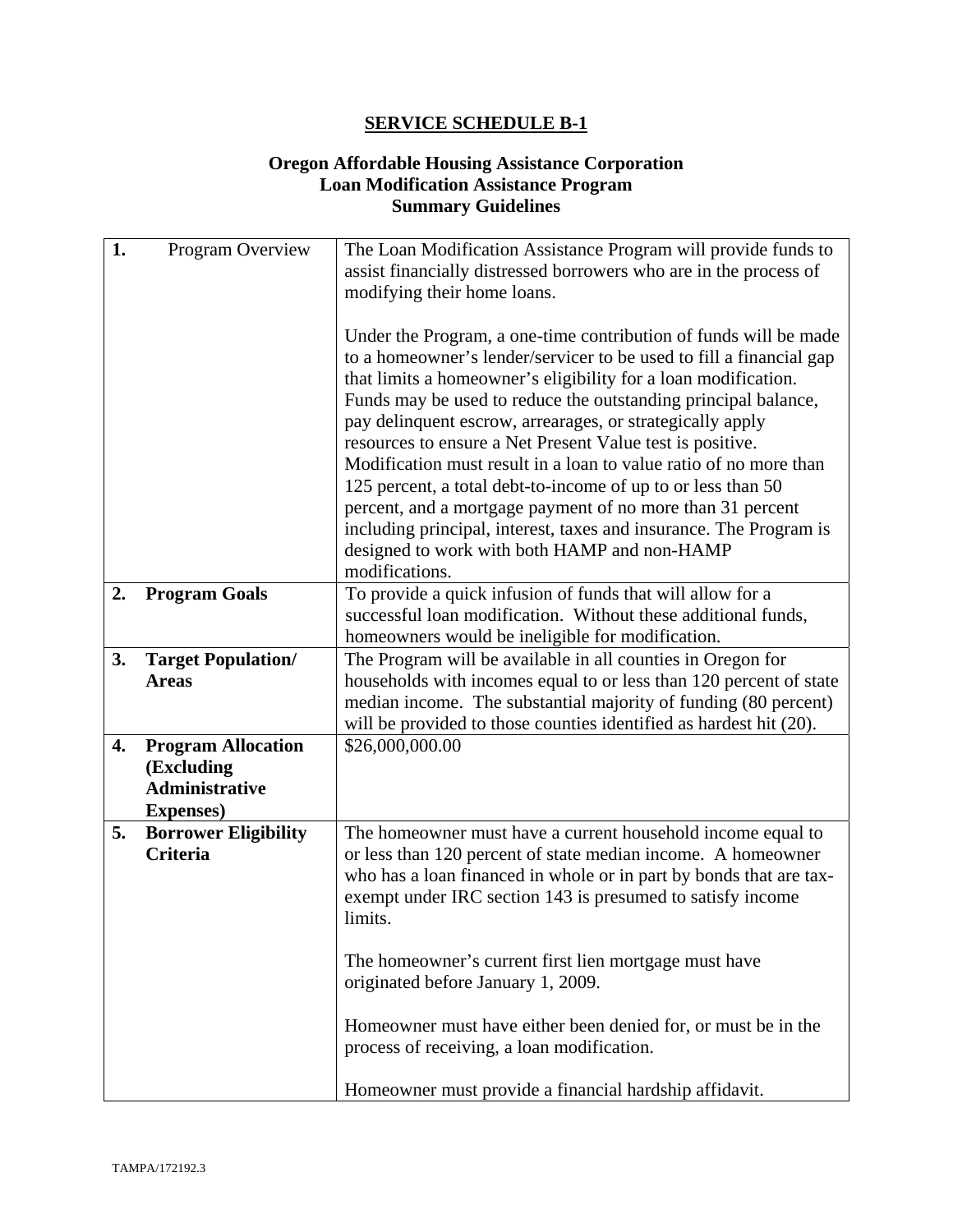## SERVICE SCHEDULE B-1

### Oregon Affordable Housing Assistance Corporation
### Loan Modification Assistance Program
### Summary Guidelines

| | | |
|---|---|---|
| 1. | Program Overview | The Loan Modification Assistance Program will provide funds to assist financially distressed borrowers who are in the process of modifying their home loans.<br><br>Under the Program, a one-time contribution of funds will be made to a homeowner's lender/servicer to be used to fill a financial gap that limits a homeowner's eligibility for a loan modification. Funds may be used to reduce the outstanding principal balance, pay delinquent escrow, arrearages, or strategically apply resources to ensure a Net Present Value test is positive. Modification must result in a loan to value ratio of no more than 125 percent, a total debt-to-income of up to or less than 50 percent, and a mortgage payment of no more than 31 percent including principal, interest, taxes and insurance. The Program is designed to work with both HAMP and non-HAMP modifications. |
| **2.** | **Program Goals** | To provide a quick infusion of funds that will allow for a successful loan modification. Without these additional funds, homeowners would be ineligible for modification. |
| **3.** | **Target Population/ Areas** | The Program will be available in all counties in Oregon for households with incomes equal to or less than 120 percent of state median income. The substantial majority of funding (80 percent) will be provided to those counties identified as hardest hit (20). |
| **4.** | **Program Allocation (Excluding Administrative Expenses)** | $26,000,000.00 |
| **5.** | **Borrower Eligibility Criteria** | The homeowner must have a current household income equal to or less than 120 percent of state median income. A homeowner who has a loan financed in whole or in part by bonds that are tax-exempt under IRC section 143 is presumed to satisfy income limits.<br><br>The homeowner's current first lien mortgage must have originated before January 1, 2009.<br><br>Homeowner must have either been denied for, or must be in the process of receiving, a loan modification.<br><br>Homeowner must provide a financial hardship affidavit. |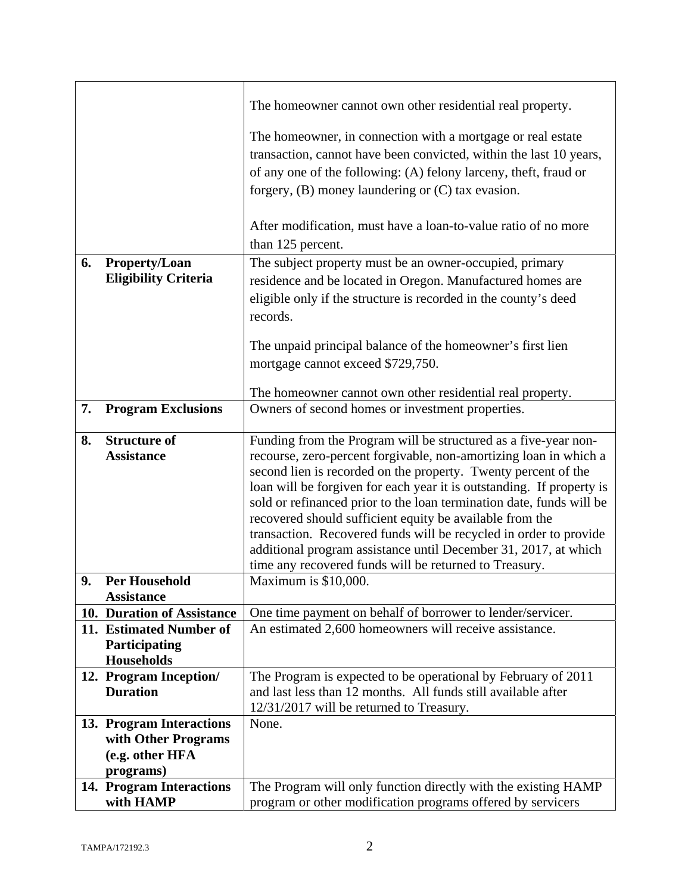| | |
|---|---|
| | The homeowner cannot own other residential real property.<br><br>The homeowner, in connection with a mortgage or real estate transaction, cannot have been convicted, within the last 10 years, of any one of the following: (A) felony larceny, theft, fraud or forgery, (B) money laundering or (C) tax evasion.<br><br>After modification, must have a loan-to-value ratio of no more than 125 percent. |
| **6. Property/Loan Eligibility Criteria** | The subject property must be an owner-occupied, primary residence and be located in Oregon. Manufactured homes are eligible only if the structure is recorded in the county's deed records.<br><br>The unpaid principal balance of the homeowner's first lien mortgage cannot exceed $729,750.<br><br>The homeowner cannot own other residential real property. |
| **7. Program Exclusions** | Owners of second homes or investment properties. |
| **8. Structure of Assistance** | Funding from the Program will be structured as a five-year non-recourse, zero-percent forgivable, non-amortizing loan in which a second lien is recorded on the property. Twenty percent of the loan will be forgiven for each year it is outstanding. If property is sold or refinanced prior to the loan termination date, funds will be recovered should sufficient equity be available from the transaction. Recovered funds will be recycled in order to provide additional program assistance until December 31, 2017, at which time any recovered funds will be returned to Treasury. |
| **9. Per Household Assistance** | Maximum is $10,000. |
| **10. Duration of Assistance** | One time payment on behalf of borrower to lender/servicer. |
| **11. Estimated Number of Participating Households** | An estimated 2,600 homeowners will receive assistance. |
| **12. Program Inception/ Duration** | The Program is expected to be operational by February of 2011 and last less than 12 months. All funds still available after 12/31/2017 will be returned to Treasury. |
| **13. Program Interactions with Other Programs (e.g. other HFA programs)** | None. |
| **14. Program Interactions with HAMP** | The Program will only function directly with the existing HAMP program or other modification programs offered by servicers |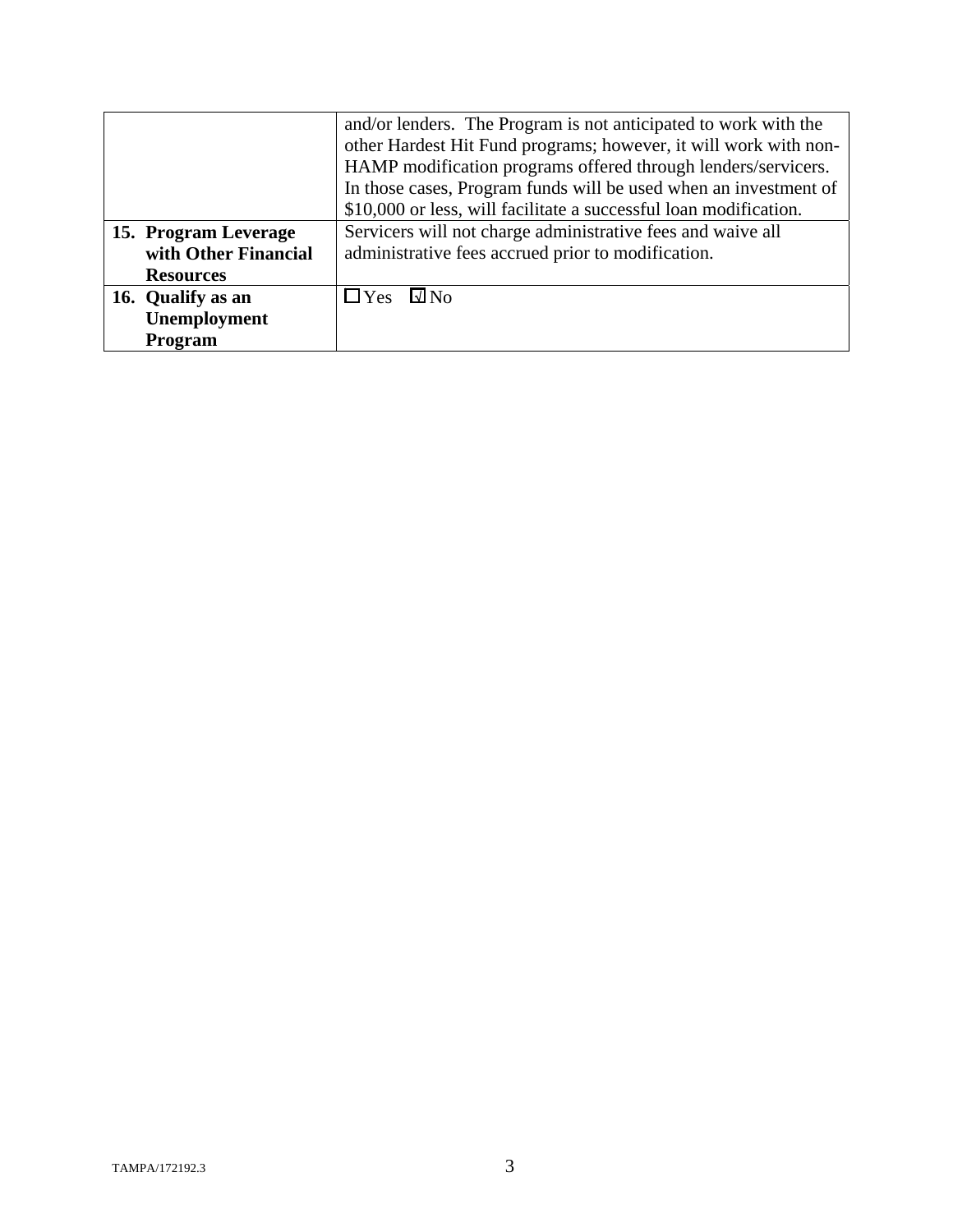|  |  |
|---|---|
|  | and/or lenders. The Program is not anticipated to work with the other Hardest Hit Fund programs; however, it will work with non-HAMP modification programs offered through lenders/servicers. In those cases, Program funds will be used when an investment of $10,000 or less, will facilitate a successful loan modification. |
| **15. Program Leverage with Other Financial Resources** | Servicers will not charge administrative fees and waive all administrative fees accrued prior to modification. |
| **16. Qualify as an Unemployment Program** | ☐ Yes ☑ No |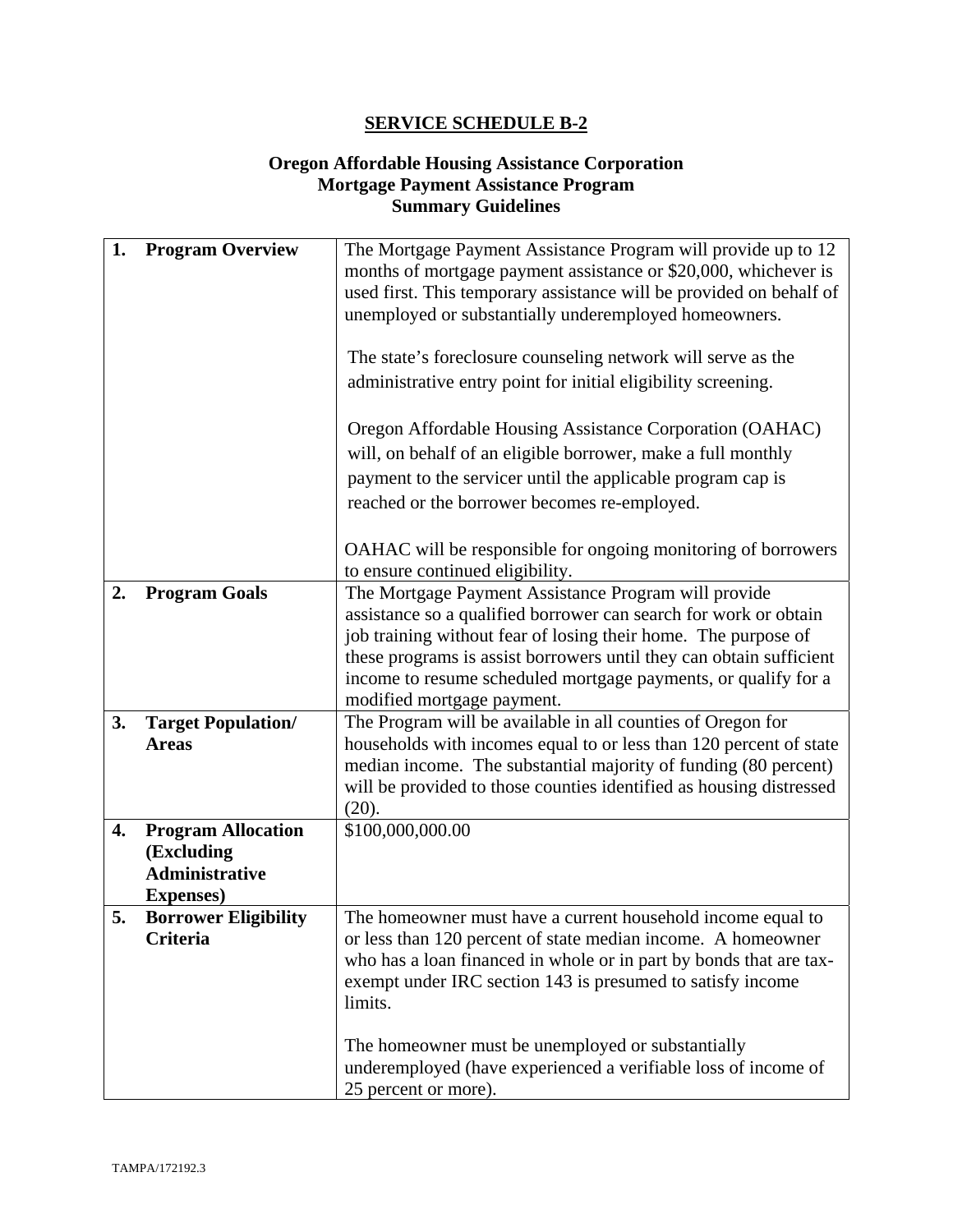# SERVICE SCHEDULE B-2

## Oregon Affordable Housing Assistance Corporation Mortgage Payment Assistance Program Summary Guidelines

| | |
|---|---|
| **1. Program Overview** | The Mortgage Payment Assistance Program will provide up to 12 months of mortgage payment assistance or $20,000, whichever is used first. This temporary assistance will be provided on behalf of unemployed or substantially underemployed homeowners.<br><br>The state's foreclosure counseling network will serve as the administrative entry point for initial eligibility screening.<br><br>Oregon Affordable Housing Assistance Corporation (OAHAC) will, on behalf of an eligible borrower, make a full monthly payment to the servicer until the applicable program cap is reached or the borrower becomes re-employed.<br><br>OAHAC will be responsible for ongoing monitoring of borrowers to ensure continued eligibility. |
| **2. Program Goals** | The Mortgage Payment Assistance Program will provide assistance so a qualified borrower can search for work or obtain job training without fear of losing their home. The purpose of these programs is assist borrowers until they can obtain sufficient income to resume scheduled mortgage payments, or qualify for a modified mortgage payment. |
| **3. Target Population/ Areas** | The Program will be available in all counties of Oregon for households with incomes equal to or less than 120 percent of state median income. The substantial majority of funding (80 percent) will be provided to those counties identified as housing distressed (20). |
| **4. Program Allocation (Excluding Administrative Expenses)** | $100,000,000.00 |
| **5. Borrower Eligibility Criteria** | The homeowner must have a current household income equal to or less than 120 percent of state median income. A homeowner who has a loan financed in whole or in part by bonds that are tax-exempt under IRC section 143 is presumed to satisfy income limits.<br><br>The homeowner must be unemployed or substantially underemployed (have experienced a verifiable loss of income of 25 percent or more). |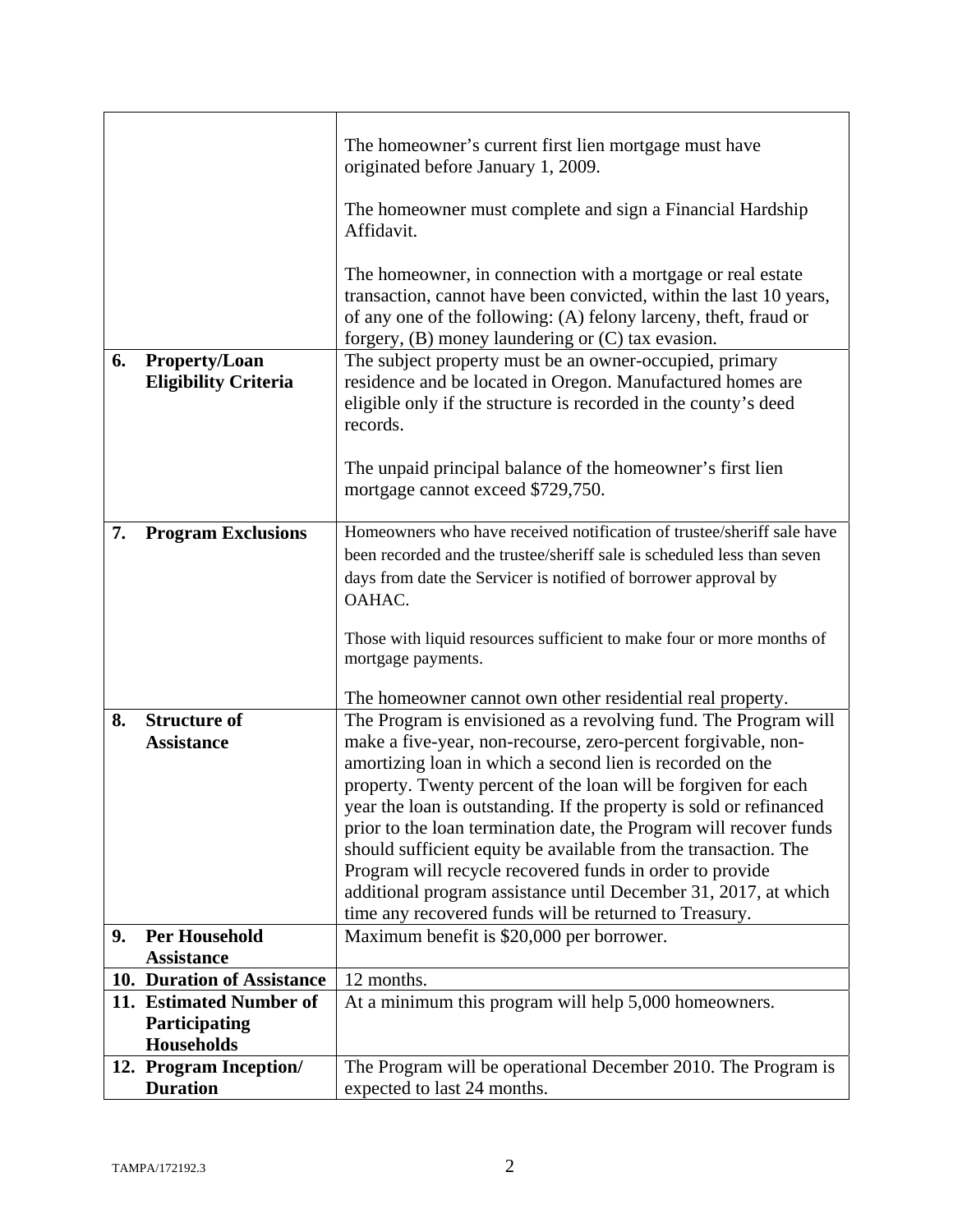| | |
|---|---|
| | The homeowner's current first lien mortgage must have originated before January 1, 2009.<br><br>The homeowner must complete and sign a Financial Hardship Affidavit.<br><br>The homeowner, in connection with a mortgage or real estate transaction, cannot have been convicted, within the last 10 years, of any one of the following: (A) felony larceny, theft, fraud or forgery, (B) money laundering or (C) tax evasion. |
| **6. Property/Loan Eligibility Criteria** | The subject property must be an owner-occupied, primary residence and be located in Oregon. Manufactured homes are eligible only if the structure is recorded in the county's deed records.<br><br>The unpaid principal balance of the homeowner's first lien mortgage cannot exceed $729,750. |
| **7. Program Exclusions** | Homeowners who have received notification of trustee/sheriff sale have been recorded and the trustee/sheriff sale is scheduled less than seven days from date the Servicer is notified of borrower approval by OAHAC.<br><br>Those with liquid resources sufficient to make four or more months of mortgage payments.<br><br>The homeowner cannot own other residential real property. |
| **8. Structure of Assistance** | The Program is envisioned as a revolving fund. The Program will make a five-year, non-recourse, zero-percent forgivable, non-amortizing loan in which a second lien is recorded on the property. Twenty percent of the loan will be forgiven for each year the loan is outstanding. If the property is sold or refinanced prior to the loan termination date, the Program will recover funds should sufficient equity be available from the transaction. The Program will recycle recovered funds in order to provide additional program assistance until December 31, 2017, at which time any recovered funds will be returned to Treasury. |
| **9. Per Household Assistance** | Maximum benefit is $20,000 per borrower. |
| **10. Duration of Assistance** | 12 months. |
| **11. Estimated Number of Participating Households** | At a minimum this program will help 5,000 homeowners. |
| **12. Program Inception/ Duration** | The Program will be operational December 2010. The Program is expected to last 24 months. |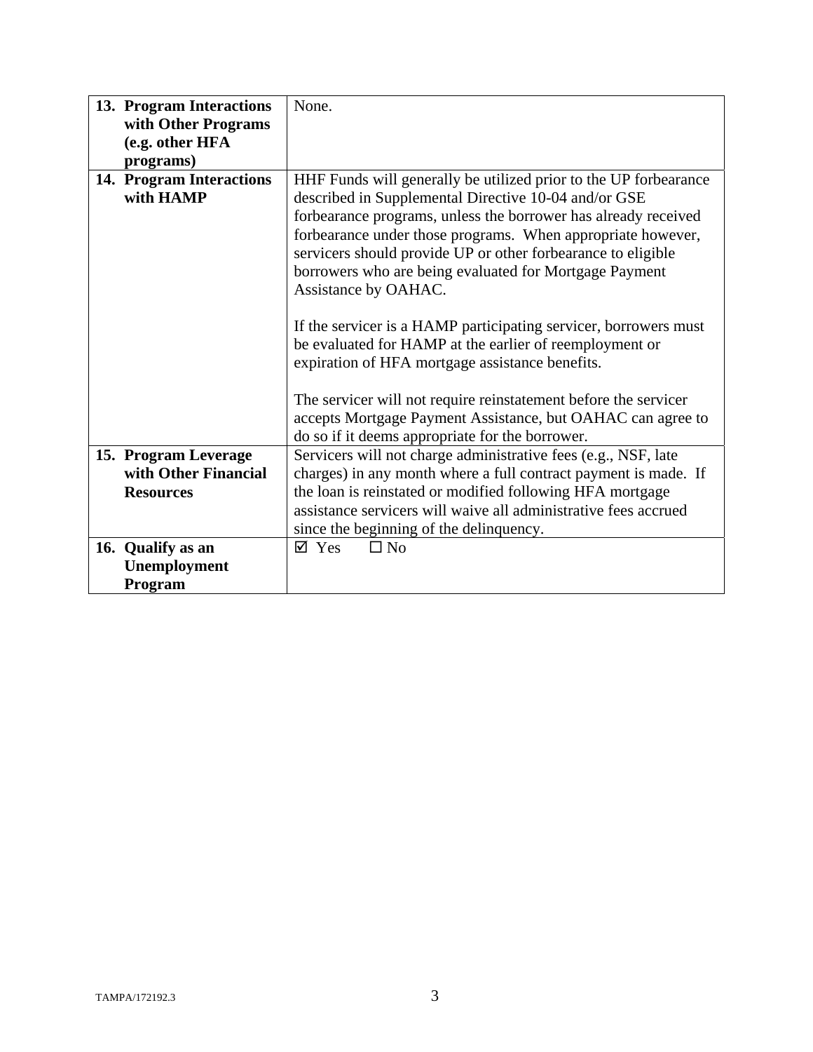| | |
|---|---|
| **13. Program Interactions with Other Programs (e.g. other HFA programs)** | None. |
| **14. Program Interactions with HAMP** | HHF Funds will generally be utilized prior to the UP forbearance described in Supplemental Directive 10-04 and/or GSE forbearance programs, unless the borrower has already received forbearance under those programs. When appropriate however, servicers should provide UP or other forbearance to eligible borrowers who are being evaluated for Mortgage Payment Assistance by OAHAC.<br><br>If the servicer is a HAMP participating servicer, borrowers must be evaluated for HAMP at the earlier of reemployment or expiration of HFA mortgage assistance benefits.<br><br>The servicer will not require reinstatement before the servicer accepts Mortgage Payment Assistance, but OAHAC can agree to do so if it deems appropriate for the borrower. |
| **15. Program Leverage with Other Financial Resources** | Servicers will not charge administrative fees (e.g., NSF, late charges) in any month where a full contract payment is made. If the loan is reinstated or modified following HFA mortgage assistance servicers will waive all administrative fees accrued since the beginning of the delinquency. |
| **16. Qualify as an Unemployment Program** | ☑ Yes ☐ No |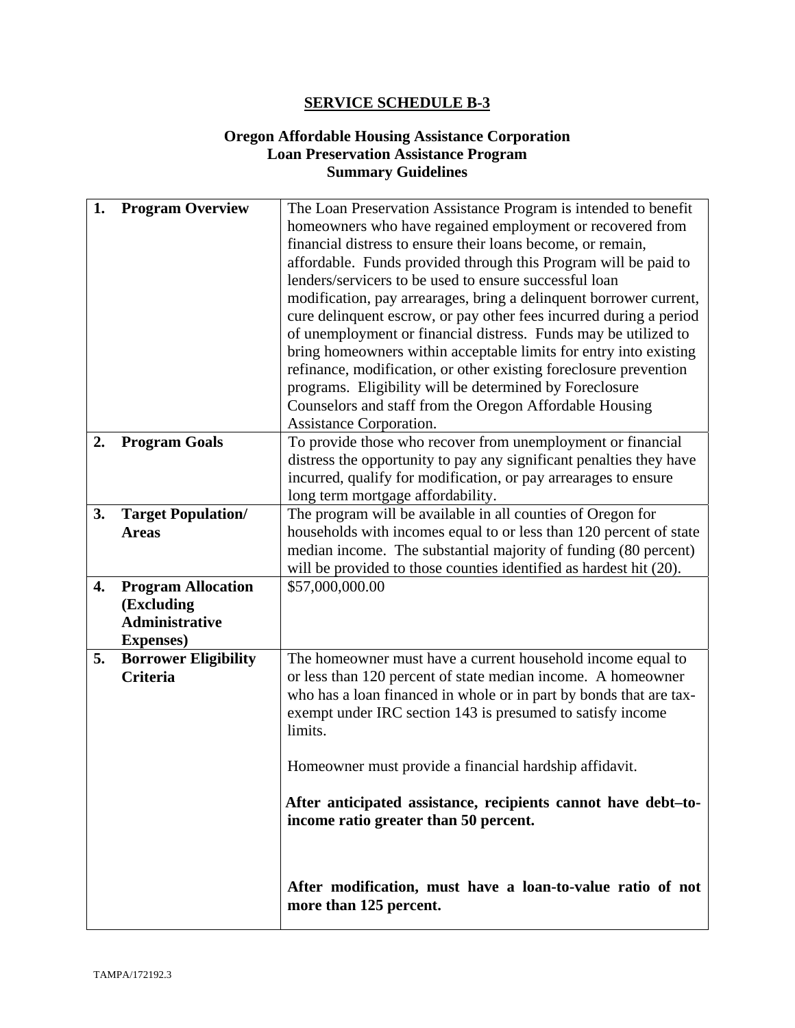## SERVICE SCHEDULE B-3

### Oregon Affordable Housing Assistance Corporation
### Loan Preservation Assistance Program
### Summary Guidelines

| | | |
|---|---|---|
| **1.** | **Program Overview** | The Loan Preservation Assistance Program is intended to benefit homeowners who have regained employment or recovered from financial distress to ensure their loans become, or remain, affordable. Funds provided through this Program will be paid to lenders/servicers to be used to ensure successful loan modification, pay arrearages, bring a delinquent borrower current, cure delinquent escrow, or pay other fees incurred during a period of unemployment or financial distress. Funds may be utilized to bring homeowners within acceptable limits for entry into existing refinance, modification, or other existing foreclosure prevention programs. Eligibility will be determined by Foreclosure Counselors and staff from the Oregon Affordable Housing Assistance Corporation. |
| **2.** | **Program Goals** | To provide those who recover from unemployment or financial distress the opportunity to pay any significant penalties they have incurred, qualify for modification, or pay arrearages to ensure long term mortgage affordability. |
| **3.** | **Target Population/ Areas** | The program will be available in all counties of Oregon for households with incomes equal to or less than 120 percent of state median income. The substantial majority of funding (80 percent) will be provided to those counties identified as hardest hit (20). |
| **4.** | **Program Allocation (Excluding Administrative Expenses)** | $57,000,000.00 |
| **5.** | **Borrower Eligibility Criteria** | The homeowner must have a current household income equal to or less than 120 percent of state median income. A homeowner who has a loan financed in whole or in part by bonds that are tax-exempt under IRC section 143 is presumed to satisfy income limits.<br><br>Homeowner must provide a financial hardship affidavit.<br><br>**After anticipated assistance, recipients cannot have debt–to-income ratio greater than 50 percent.**<br><br>**After modification, must have a loan-to-value ratio of not more than 125 percent.** |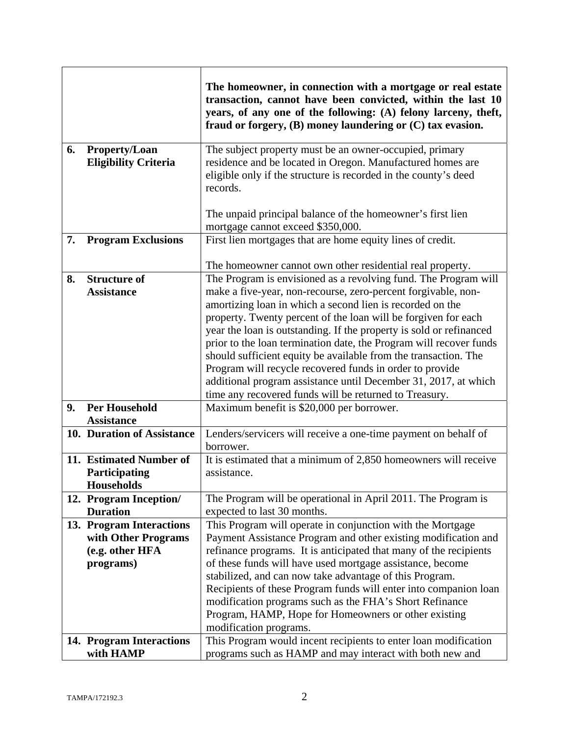| | |
|---|---|
| | **The homeowner, in connection with a mortgage or real estate transaction, cannot have been convicted, within the last 10 years, of any one of the following: (A) felony larceny, theft, fraud or forgery, (B) money laundering or (C) tax evasion.** |
| **6. Property/Loan Eligibility Criteria** | The subject property must be an owner-occupied, primary residence and be located in Oregon. Manufactured homes are eligible only if the structure is recorded in the county's deed records.<br><br>The unpaid principal balance of the homeowner's first lien mortgage cannot exceed $350,000. |
| **7. Program Exclusions** | First lien mortgages that are home equity lines of credit.<br><br>The homeowner cannot own other residential real property. |
| **8. Structure of Assistance** | The Program is envisioned as a revolving fund. The Program will make a five-year, non-recourse, zero-percent forgivable, non-amortizing loan in which a second lien is recorded on the property. Twenty percent of the loan will be forgiven for each year the loan is outstanding. If the property is sold or refinanced prior to the loan termination date, the Program will recover funds should sufficient equity be available from the transaction. The Program will recycle recovered funds in order to provide additional program assistance until December 31, 2017, at which time any recovered funds will be returned to Treasury. |
| **9. Per Household Assistance** | Maximum benefit is $20,000 per borrower. |
| **10. Duration of Assistance** | Lenders/servicers will receive a one-time payment on behalf of borrower. |
| **11. Estimated Number of Participating Households** | It is estimated that a minimum of 2,850 homeowners will receive assistance. |
| **12. Program Inception/ Duration** | The Program will be operational in April 2011. The Program is expected to last 30 months. |
| **13. Program Interactions with Other Programs (e.g. other HFA programs)** | This Program will operate in conjunction with the Mortgage Payment Assistance Program and other existing modification and refinance programs. It is anticipated that many of the recipients of these funds will have used mortgage assistance, become stabilized, and can now take advantage of this Program. Recipients of these Program funds will enter into companion loan modification programs such as the FHA's Short Refinance Program, HAMP, Hope for Homeowners or other existing modification programs. |
| **14. Program Interactions with HAMP** | This Program would incent recipients to enter loan modification programs such as HAMP and may interact with both new and |

TAMPA/172192.3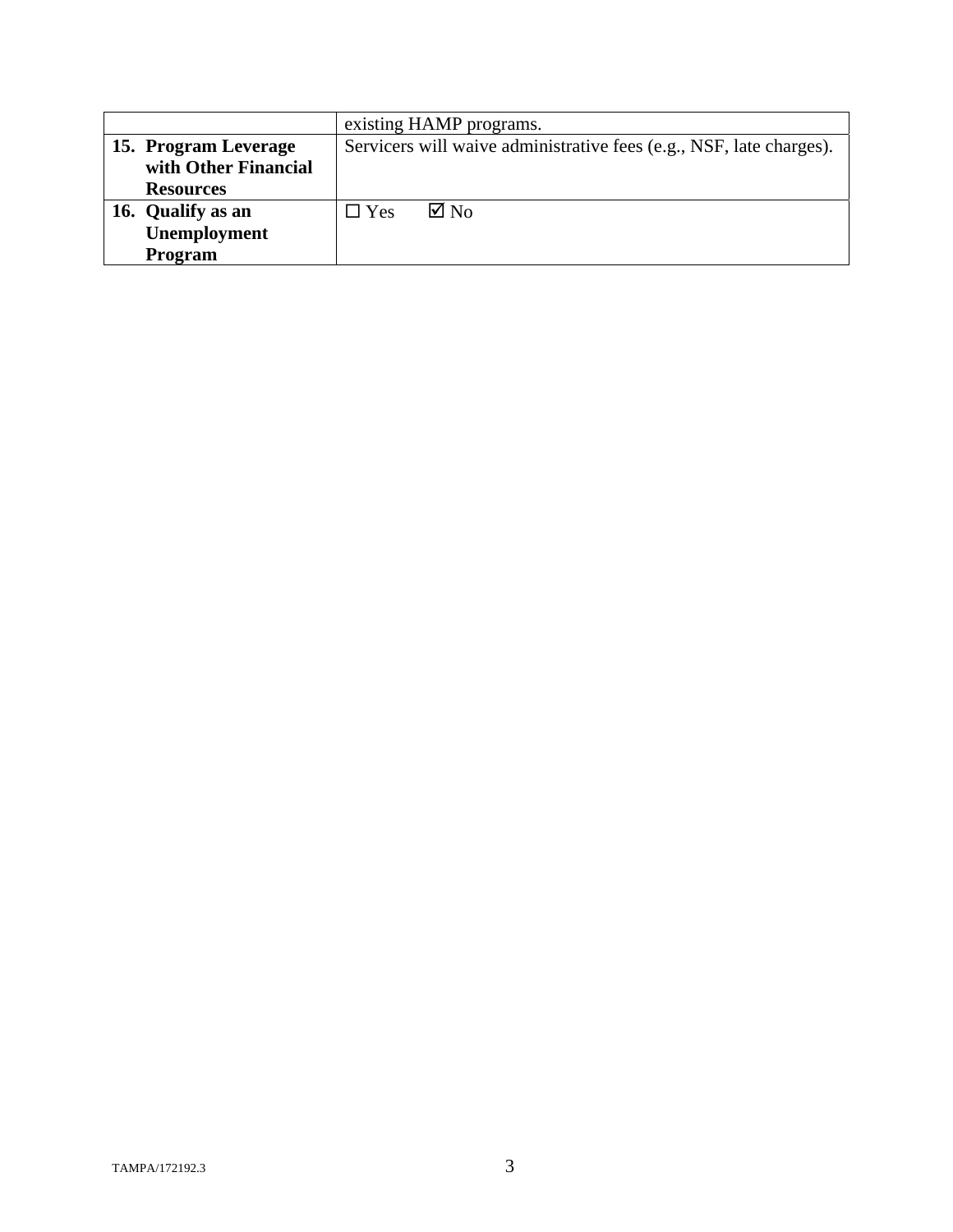| | |
|---|---|
| | existing HAMP programs. |
| **15. Program Leverage with Other Financial Resources** | Servicers will waive administrative fees (e.g., NSF, late charges). |
| **16. Qualify as an Unemployment Program** | ☐ Yes ☑ No |

TAMPA/172192.3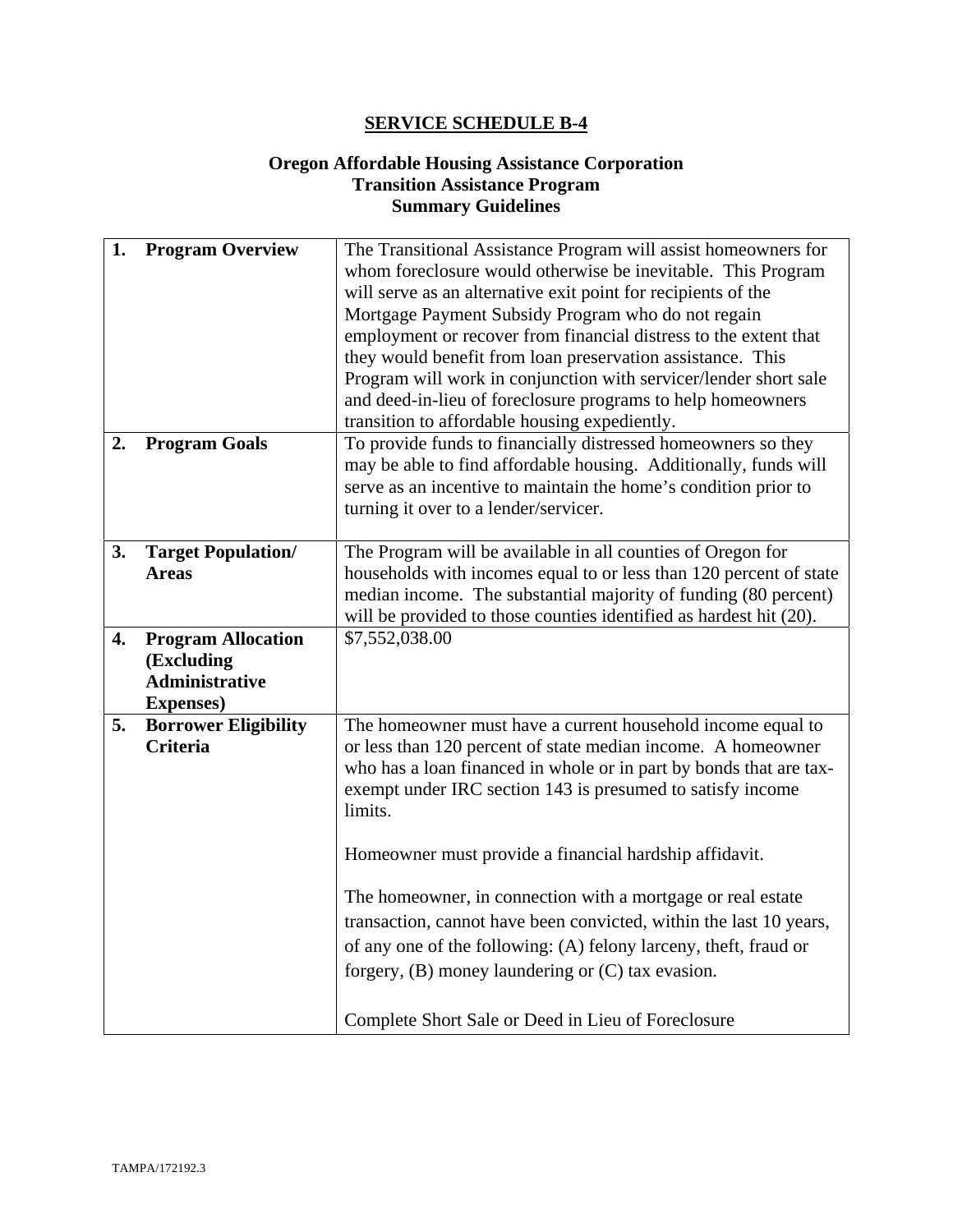# SERVICE SCHEDULE B-4

## Oregon Affordable Housing Assistance Corporation
## Transition Assistance Program
## Summary Guidelines

| | |
|---|---|
| **1. Program Overview** | The Transitional Assistance Program will assist homeowners for whom foreclosure would otherwise be inevitable. This Program will serve as an alternative exit point for recipients of the Mortgage Payment Subsidy Program who do not regain employment or recover from financial distress to the extent that they would benefit from loan preservation assistance. This Program will work in conjunction with servicer/lender short sale and deed-in-lieu of foreclosure programs to help homeowners transition to affordable housing expediently. |
| **2. Program Goals** | To provide funds to financially distressed homeowners so they may be able to find affordable housing. Additionally, funds will serve as an incentive to maintain the home's condition prior to turning it over to a lender/servicer. |
| **3. Target Population/ Areas** | The Program will be available in all counties of Oregon for households with incomes equal to or less than 120 percent of state median income. The substantial majority of funding (80 percent) will be provided to those counties identified as hardest hit (20). |
| **4. Program Allocation (Excluding Administrative Expenses)** | $7,552,038.00 |
| **5. Borrower Eligibility Criteria** | The homeowner must have a current household income equal to or less than 120 percent of state median income. A homeowner who has a loan financed in whole or in part by bonds that are tax-exempt under IRC section 143 is presumed to satisfy income limits.<br><br>Homeowner must provide a financial hardship affidavit.<br><br>The homeowner, in connection with a mortgage or real estate transaction, cannot have been convicted, within the last 10 years, of any one of the following: (A) felony larceny, theft, fraud or forgery, (B) money laundering or (C) tax evasion.<br><br>Complete Short Sale or Deed in Lieu of Foreclosure |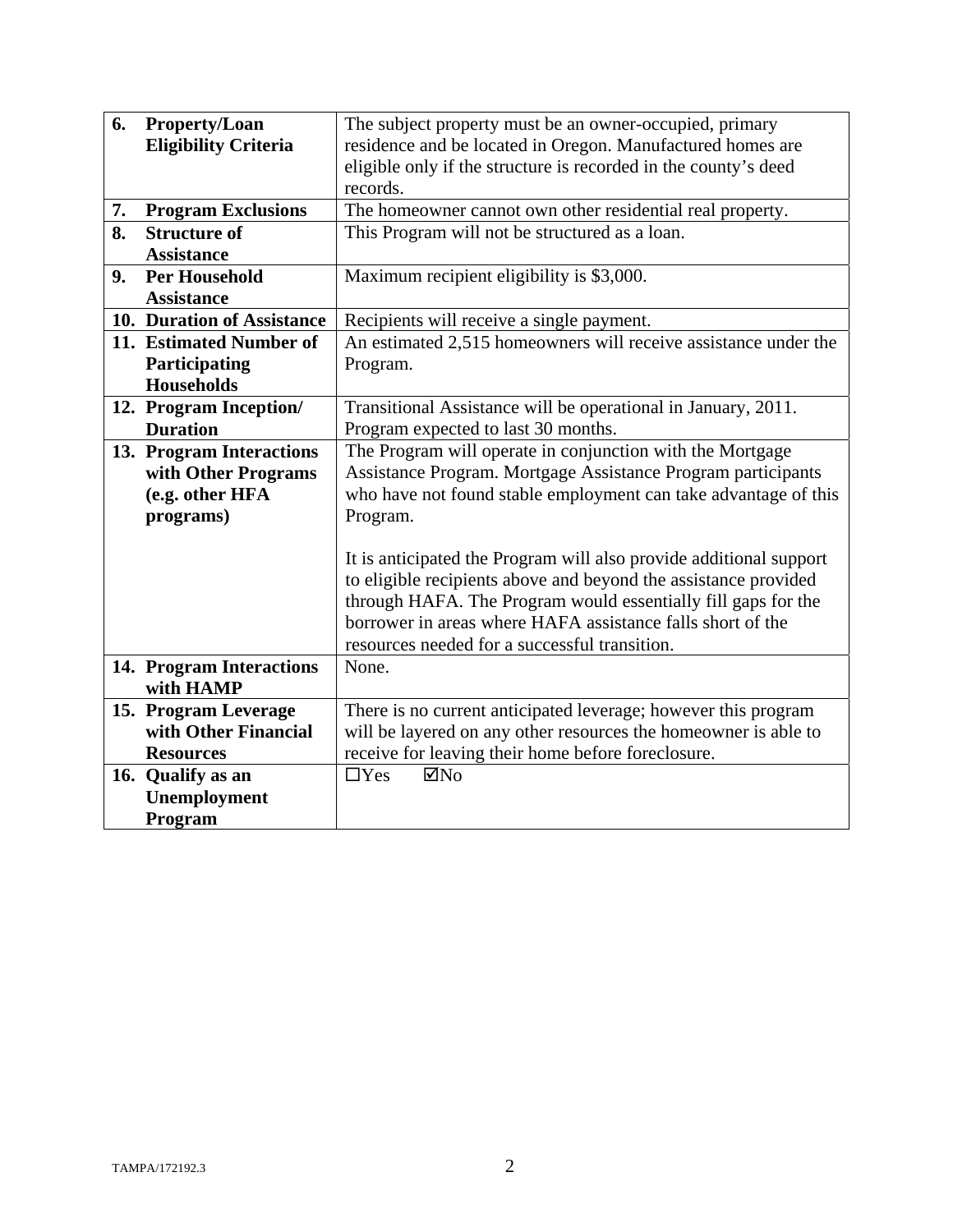| | |
|---|---|
| **6. Property/Loan Eligibility Criteria** | The subject property must be an owner-occupied, primary residence and be located in Oregon. Manufactured homes are eligible only if the structure is recorded in the county's deed records. |
| **7. Program Exclusions** | The homeowner cannot own other residential real property. |
| **8. Structure of Assistance** | This Program will not be structured as a loan. |
| **9. Per Household Assistance** | Maximum recipient eligibility is $3,000. |
| **10. Duration of Assistance** | Recipients will receive a single payment. |
| **11. Estimated Number of Participating Households** | An estimated 2,515 homeowners will receive assistance under the Program. |
| **12. Program Inception/ Duration** | Transitional Assistance will be operational in January, 2011. Program expected to last 30 months. |
| **13. Program Interactions with Other Programs (e.g. other HFA programs)** | The Program will operate in conjunction with the Mortgage Assistance Program. Mortgage Assistance Program participants who have not found stable employment can take advantage of this Program.<br><br>It is anticipated the Program will also provide additional support to eligible recipients above and beyond the assistance provided through HAFA. The Program would essentially fill gaps for the borrower in areas where HAFA assistance falls short of the resources needed for a successful transition. |
| **14. Program Interactions with HAMP** | None. |
| **15. Program Leverage with Other Financial Resources** | There is no current anticipated leverage; however this program will be layered on any other resources the homeowner is able to receive for leaving their home before foreclosure. |
| **16. Qualify as an Unemployment Program** | ☐Yes ☑No |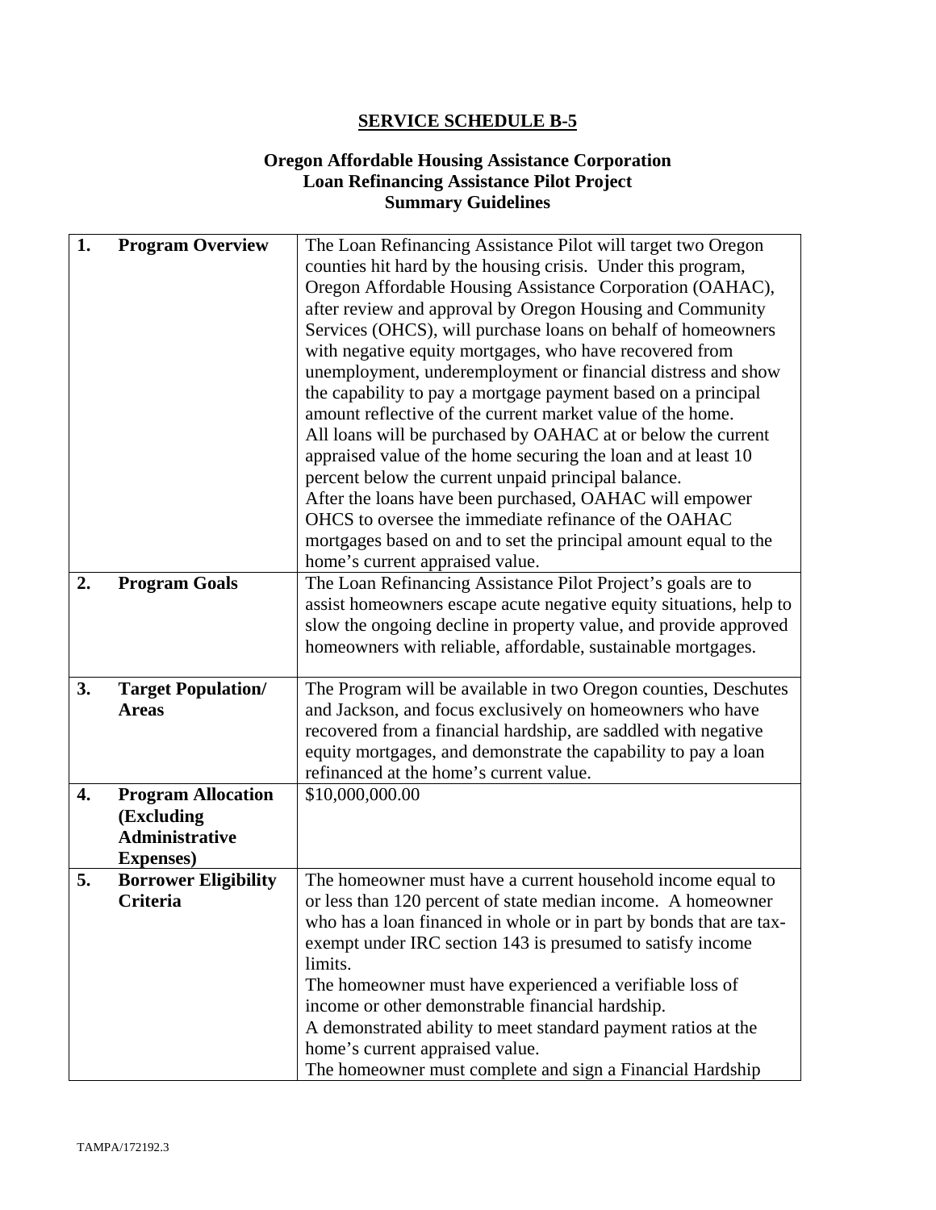# SERVICE SCHEDULE B-5

## Oregon Affordable Housing Assistance Corporation
## Loan Refinancing Assistance Pilot Project
## Summary Guidelines

| | | |
|---|---|---|
| **1.** | **Program Overview** | The Loan Refinancing Assistance Pilot will target two Oregon counties hit hard by the housing crisis. Under this program, Oregon Affordable Housing Assistance Corporation (OAHAC), after review and approval by Oregon Housing and Community Services (OHCS), will purchase loans on behalf of homeowners with negative equity mortgages, who have recovered from unemployment, underemployment or financial distress and show the capability to pay a mortgage payment based on a principal amount reflective of the current market value of the home.<br>All loans will be purchased by OAHAC at or below the current appraised value of the home securing the loan and at least 10 percent below the current unpaid principal balance.<br>After the loans have been purchased, OAHAC will empower OHCS to oversee the immediate refinance of the OAHAC mortgages based on and to set the principal amount equal to the home's current appraised value. |
| **2.** | **Program Goals** | The Loan Refinancing Assistance Pilot Project's goals are to assist homeowners escape acute negative equity situations, help to slow the ongoing decline in property value, and provide approved homeowners with reliable, affordable, sustainable mortgages. |
| **3.** | **Target Population/ Areas** | The Program will be available in two Oregon counties, Deschutes and Jackson, and focus exclusively on homeowners who have recovered from a financial hardship, are saddled with negative equity mortgages, and demonstrate the capability to pay a loan refinanced at the home's current value. |
| **4.** | **Program Allocation (Excluding Administrative Expenses)** | $10,000,000.00 |
| **5.** | **Borrower Eligibility Criteria** | The homeowner must have a current household income equal to or less than 120 percent of state median income. A homeowner who has a loan financed in whole or in part by bonds that are tax-exempt under IRC section 143 is presumed to satisfy income limits.<br>The homeowner must have experienced a verifiable loss of income or other demonstrable financial hardship.<br>A demonstrated ability to meet standard payment ratios at the home's current appraised value.<br>The homeowner must complete and sign a Financial Hardship |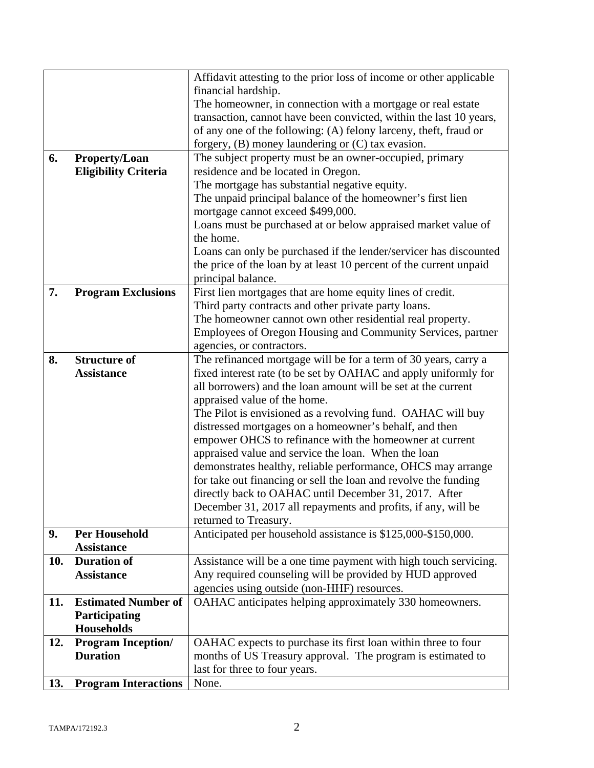| | | |
|---|---|---|
| | | Affidavit attesting to the prior loss of income or other applicable financial hardship.<br>The homeowner, in connection with a mortgage or real estate transaction, cannot have been convicted, within the last 10 years, of any one of the following: (A) felony larceny, theft, fraud or forgery, (B) money laundering or (C) tax evasion. |
| **6.** | **Property/Loan Eligibility Criteria** | The subject property must be an owner-occupied, primary residence and be located in Oregon.<br>The mortgage has substantial negative equity.<br>The unpaid principal balance of the homeowner's first lien mortgage cannot exceed $499,000.<br>Loans must be purchased at or below appraised market value of the home.<br>Loans can only be purchased if the lender/servicer has discounted the price of the loan by at least 10 percent of the current unpaid principal balance. |
| **7.** | **Program Exclusions** | First lien mortgages that are home equity lines of credit.<br>Third party contracts and other private party loans.<br>The homeowner cannot own other residential real property.<br>Employees of Oregon Housing and Community Services, partner agencies, or contractors. |
| **8.** | **Structure of Assistance** | The refinanced mortgage will be for a term of 30 years, carry a fixed interest rate (to be set by OAHAC and apply uniformly for all borrowers) and the loan amount will be set at the current appraised value of the home.<br>The Pilot is envisioned as a revolving fund. OAHAC will buy distressed mortgages on a homeowner's behalf, and then empower OHCS to refinance with the homeowner at current appraised value and service the loan. When the loan demonstrates healthy, reliable performance, OHCS may arrange for take out financing or sell the loan and revolve the funding directly back to OAHAC until December 31, 2017. After December 31, 2017 all repayments and profits, if any, will be returned to Treasury. |
| **9.** | **Per Household Assistance** | Anticipated per household assistance is $125,000-$150,000. |
| **10.** | **Duration of Assistance** | Assistance will be a one time payment with high touch servicing. Any required counseling will be provided by HUD approved agencies using outside (non-HHF) resources. |
| **11.** | **Estimated Number of Participating Households** | OAHAC anticipates helping approximately 330 homeowners. |
| **12.** | **Program Inception/ Duration** | OAHAC expects to purchase its first loan within three to four months of US Treasury approval. The program is estimated to last for three to four years. |
| **13.** | **Program Interactions** | None. |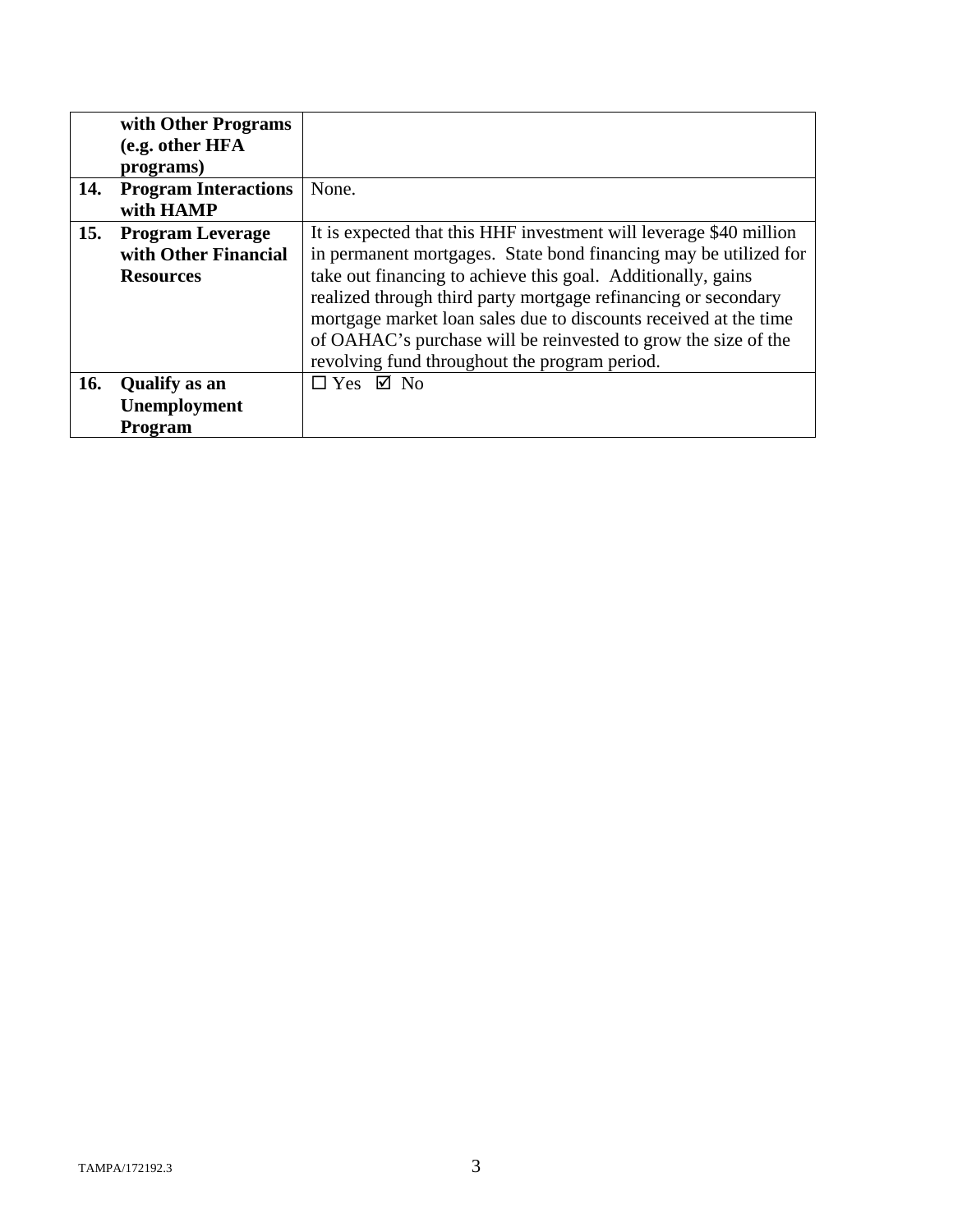| | | |
|---|---|---|
| | **with Other Programs (e.g. other HFA programs)** | |
| **14.** | **Program Interactions with HAMP** | None. |
| **15.** | **Program Leverage with Other Financial Resources** | It is expected that this HHF investment will leverage $40 million in permanent mortgages. State bond financing may be utilized for take out financing to achieve this goal. Additionally, gains realized through third party mortgage refinancing or secondary mortgage market loan sales due to discounts received at the time of OAHAC's purchase will be reinvested to grow the size of the revolving fund throughout the program period. |
| **16.** | **Qualify as an Unemployment Program** | ☐ Yes ☑ No |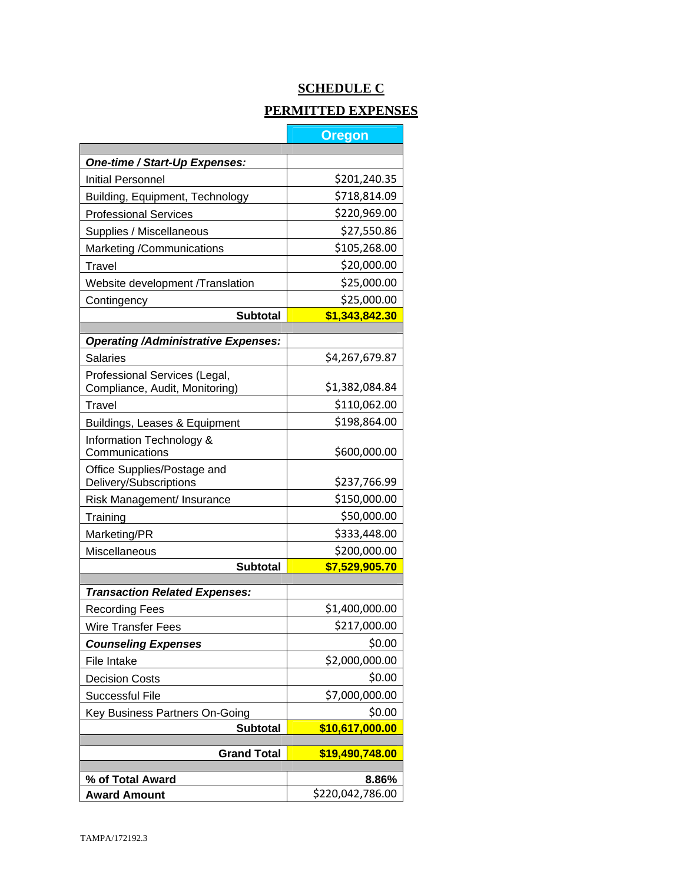# SCHEDULE C

## PERMITTED EXPENSES

| | Oregon |
|---|---|
| ***One-time / Start-Up Expenses:*** | |
| Initial Personnel | $201,240.35 |
| Building, Equipment, Technology | $718,814.09 |
| Professional Services | $220,969.00 |
| Supplies / Miscellaneous | $27,550.86 |
| Marketing /Communications | $105,268.00 |
| Travel | $20,000.00 |
| Website development /Translation | $25,000.00 |
| Contingency | $25,000.00 |
| **Subtotal** | **$1,343,842.30** |
| ***Operating /Administrative Expenses:*** | |
| Salaries | $4,267,679.87 |
| Professional Services (Legal, Compliance, Audit, Monitoring) | $1,382,084.84 |
| Travel | $110,062.00 |
| Buildings, Leases & Equipment | $198,864.00 |
| Information Technology & Communications | $600,000.00 |
| Office Supplies/Postage and Delivery/Subscriptions | $237,766.99 |
| Risk Management/ Insurance | $150,000.00 |
| Training | $50,000.00 |
| Marketing/PR | $333,448.00 |
| Miscellaneous | $200,000.00 |
| **Subtotal** | **$7,529,905.70** |
| ***Transaction Related Expenses:*** | |
| Recording Fees | $1,400,000.00 |
| Wire Transfer Fees | $217,000.00 |
| ***Counseling Expenses*** | $0.00 |
| File Intake | $2,000,000.00 |
| Decision Costs | $0.00 |
| Successful File | $7,000,000.00 |
| Key Business Partners On-Going | $0.00 |
| **Subtotal** | **$10,617,000.00** |
| **Grand Total** | **$19,490,748.00** |
| **% of Total Award** | **8.86%** |
| **Award Amount** | $220,042,786.00 |

TAMPA/172192.3